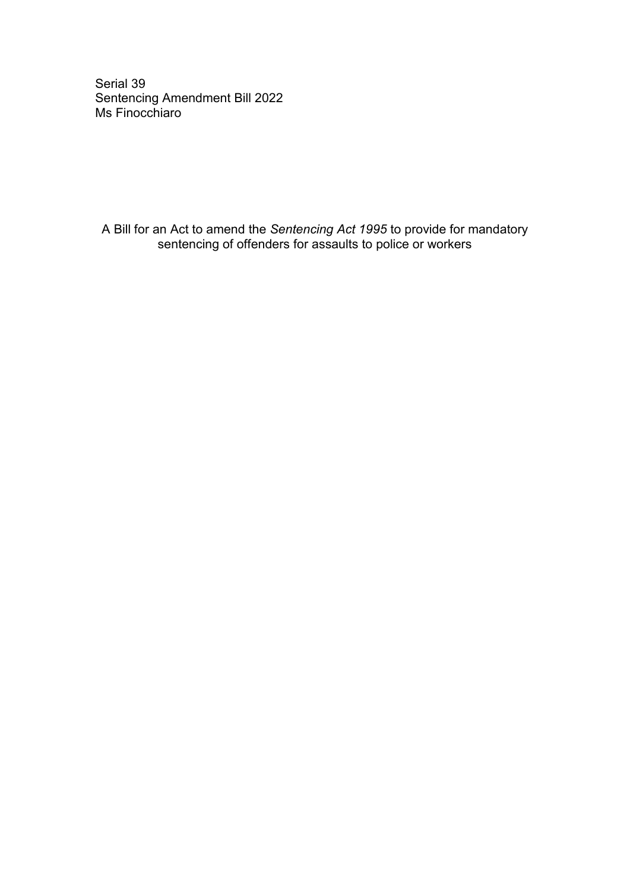Serial 39
Sentencing Amendment Bill 2022
Ms Finocchiaro

A Bill for an Act to amend the *Sentencing Act 1995* to provide for mandatory sentencing of offenders for assaults to police or workers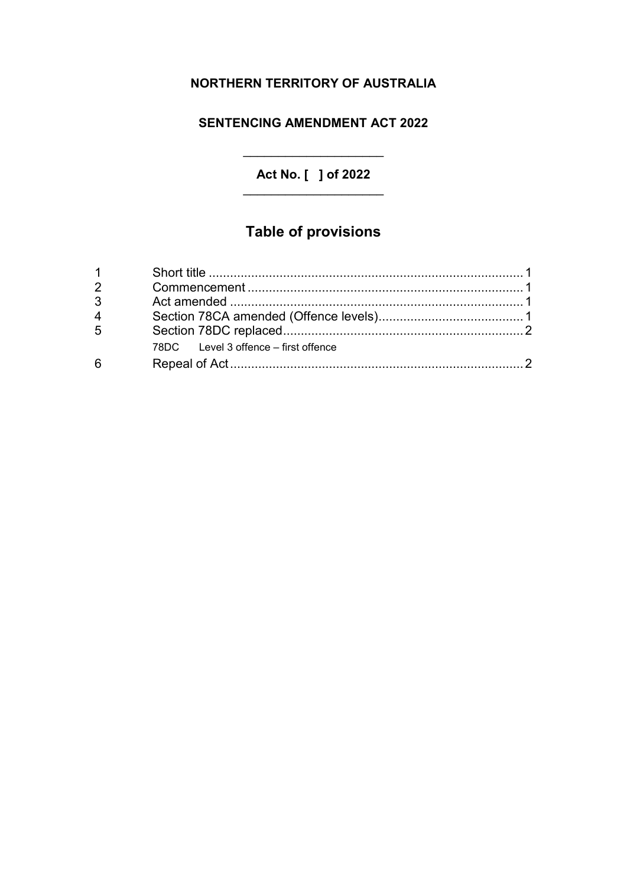**NORTHERN TERRITORY OF AUSTRALIA**

**SENTENCING AMENDMENT ACT 2022**

---

**Act No. [ ] of 2022**

---

## Table of provisions

| | | |
|---|---|---|
| 1 | Short title | 1 |
| 2 | Commencement | 1 |
| 3 | Act amended | 1 |
| 4 | Section 78CA amended (Offence levels) | 1 |
| 5 | Section 78DC replaced | 2 |
| | 78DC Level 3 offence – first offence | |
| 6 | Repeal of Act | 2 |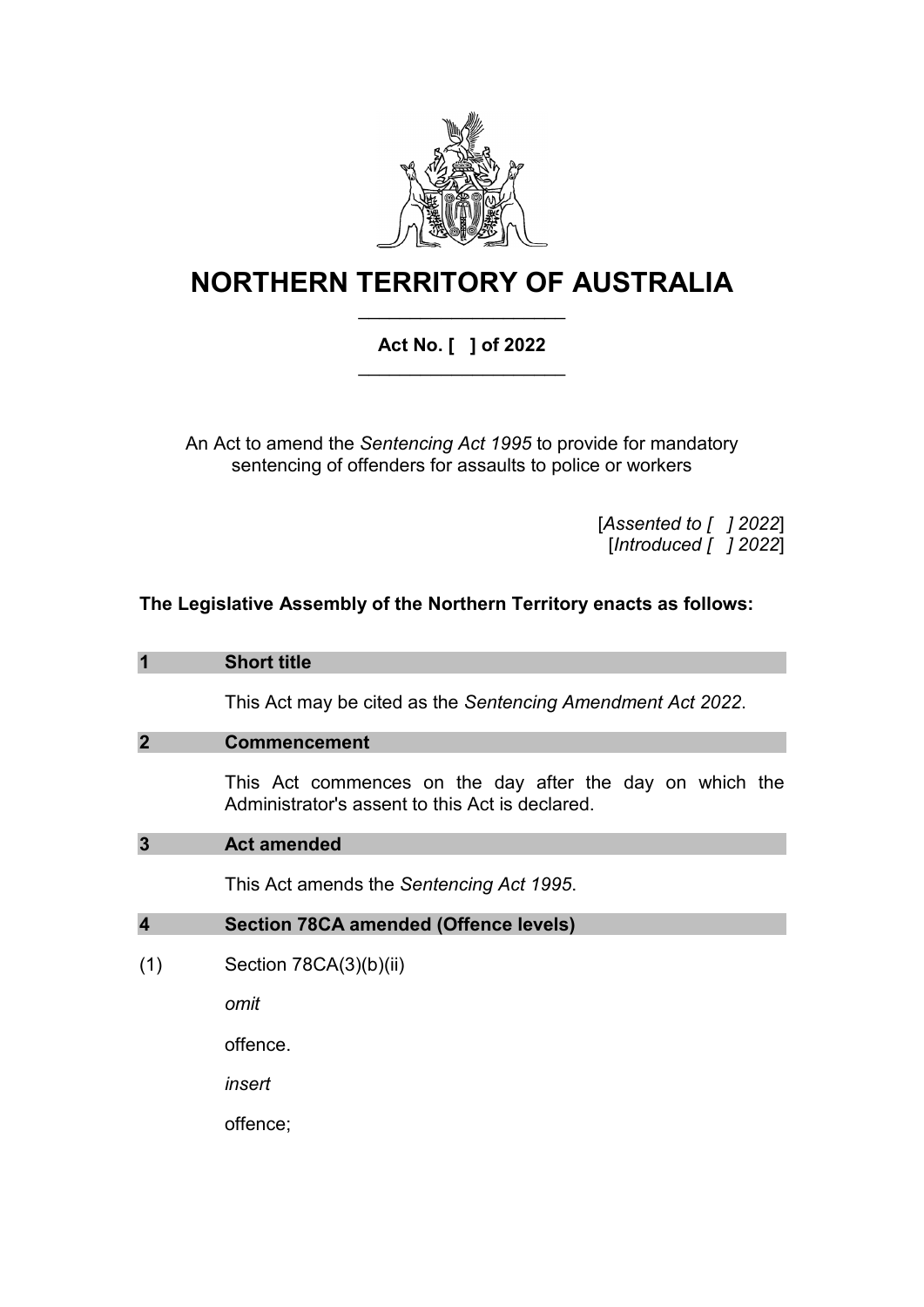# NORTHERN TERRITORY OF AUSTRALIA

**Act No. [ ] of 2022**

An Act to amend the *Sentencing Act 1995* to provide for mandatory sentencing of offenders for assaults to police or workers

[*Assented to [ ] 2022*]
[*Introduced [ ] 2022*]

**The Legislative Assembly of the Northern Territory enacts as follows:**

## 1 Short title

This Act may be cited as the *Sentencing Amendment Act 2022*.

## 2 Commencement

This Act commences on the day after the day on which the Administrator's assent to this Act is declared.

## 3 Act amended

This Act amends the *Sentencing Act 1995*.

## 4 Section 78CA amended (Offence levels)

(1) Section 78CA(3)(b)(ii)

*omit*

offence.

*insert*

offence;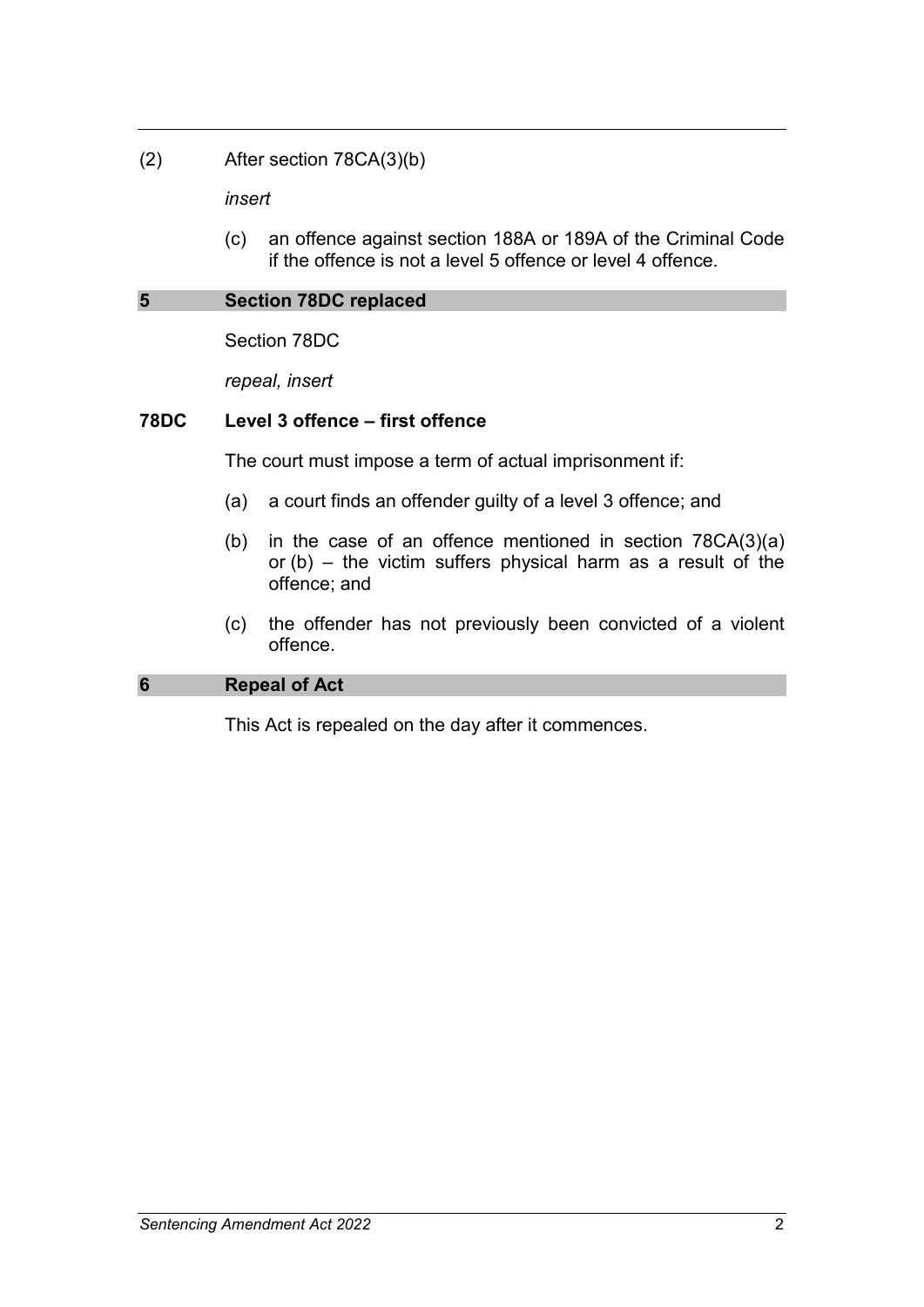(2) After section 78CA(3)(b)

*insert*

(c) an offence against section 188A or 189A of the Criminal Code if the offence is not a level 5 offence or level 4 offence.

## 5 Section 78DC replaced

Section 78DC

*repeal, insert*

### 78DC Level 3 offence – first offence

The court must impose a term of actual imprisonment if:

(a) a court finds an offender guilty of a level 3 offence; and

(b) in the case of an offence mentioned in section 78CA(3)(a) or (b) – the victim suffers physical harm as a result of the offence; and

(c) the offender has not previously been convicted of a violent offence.

## 6 Repeal of Act

This Act is repealed on the day after it commences.